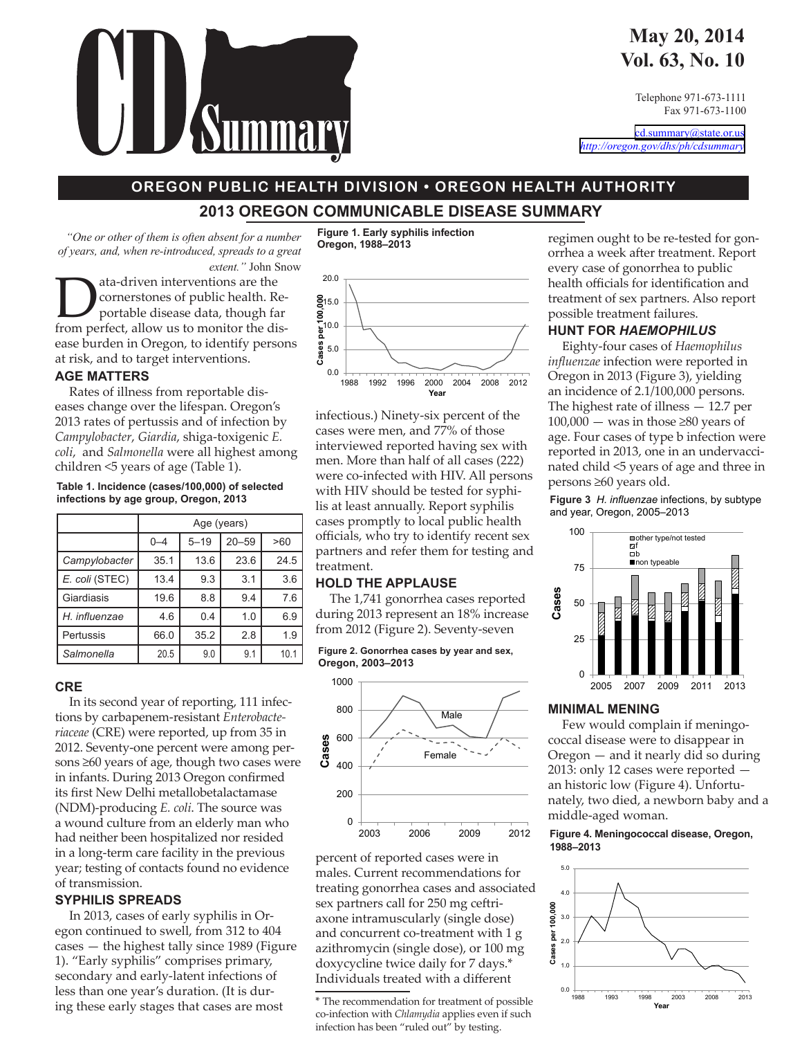# CD Summary

May 20, 2014
Vol. 63, No. 10

Telephone 971-673-1111
Fax 971-673-1100

cd.summary@state.or.us
http://oregon.gov/dhs/ph/cdsummary

**OREGON PUBLIC HEALTH DIVISION • OREGON HEALTH AUTHORITY**

## 2013 OREGON COMMUNICABLE DISEASE SUMMARY

*"One or other of them is often absent for a number of years, and, when re-introduced, spreads to a great extent."* John Snow

Data-driven interventions are the cornerstones of public health. Reportable disease data, though far from perfect, allow us to monitor the disease burden in Oregon, to identify persons at risk, and to target interventions.

### AGE MATTERS

Rates of illness from reportable diseases change over the lifespan. Oregon's 2013 rates of pertussis and of infection by *Campylobacter*, *Giardia*, shiga-toxigenic *E. coli*, and *Salmonella* were all highest among children <5 years of age (Table 1).

**Table 1. Incidence (cases/100,000) of selected infections by age group, Oregon, 2013**

| | Age (years) | | | |
|---|---|---|---|---|
| | 0–4 | 5–19 | 20–59 | >60 |
| *Campylobacter* | 35.1 | 13.6 | 23.6 | 24.5 |
| *E. coli* (STEC) | 13.4 | 9.3 | 3.1 | 3.6 |
| Giardiasis | 19.6 | 8.8 | 9.4 | 7.6 |
| *H. influenzae* | 4.6 | 0.4 | 1.0 | 6.9 |
| Pertussis | 66.0 | 35.2 | 2.8 | 1.9 |
| *Salmonella* | 20.5 | 9.0 | 9.1 | 10.1 |

### CRE

In its second year of reporting, 111 infections by carbapenem-resistant *Enterobacteriaceae* (CRE) were reported, up from 35 in 2012. Seventy-one percent were among persons ≥60 years of age, though two cases were in infants. During 2013 Oregon confirmed its first New Delhi metallobetalactamase (NDM)-producing *E. coli*. The source was a wound culture from an elderly man who had neither been hospitalized nor resided in a long-term care facility in the previous year; testing of contacts found no evidence of transmission.

### SYPHILIS SPREADS

In 2013, cases of early syphilis in Oregon continued to swell, from 312 to 404 cases — the highest tally since 1989 (Figure 1). "Early syphilis" comprises primary, secondary and early-latent infections of less than one year's duration. (It is during these early stages that cases are most infectious.) Ninety-six percent of the cases were men, and 77% of those interviewed reported having sex with men. More than half of all cases (222) were co-infected with HIV. All persons with HIV should be tested for syphilis at least annually. Report syphilis cases promptly to local public health officials, who try to identify recent sex partners and refer them for testing and treatment.

**Figure 1. Early syphilis infection Oregon, 1988–2013**

### HOLD THE APPLAUSE

The 1,741 gonorrhea cases reported during 2013 represent an 18% increase from 2012 (Figure 2). Seventy-seven percent of reported cases were in males. Current recommendations for treating gonorrhea cases and associated sex partners call for 250 mg ceftriaxone intramuscularly (single dose) and concurrent co-treatment with 1 g azithromycin (single dose), or 100 mg doxycycline twice daily for 7 days.* Individuals treated with a different regimen ought to be re-tested for gonorrhea a week after treatment. Report every case of gonorrhea to public health officials for identification and treatment of sex partners. Also report possible treatment failures.

**Figure 2. Gonorrhea cases by year and sex, Oregon, 2003–2013**

\* The recommendation for treatment of possible co-infection with *Chlamydia* applies even if such infection has been "ruled out" by testing.

### HUNT FOR *HAEMOPHILUS*

Eighty-four cases of *Haemophilus influenzae* infection were reported in Oregon in 2013 (Figure 3), yielding an incidence of 2.1/100,000 persons. The highest rate of illness — 12.7 per 100,000 — was in those ≥80 years of age. Four cases of type b infection were reported in 2013, one in an undervaccinated child <5 years of age and three in persons ≥60 years old.

**Figure 3** *H. influenzae* **infections, by subtype and year, Oregon, 2005–2013**

### MINIMAL MENING

Few would complain if meningococcal disease were to disappear in Oregon — and it nearly did so during 2013: only 12 cases were reported — an historic low (Figure 4). Unfortunately, two died, a newborn baby and a middle-aged woman.

**Figure 4. Meningococcal disease, Oregon, 1988–2013**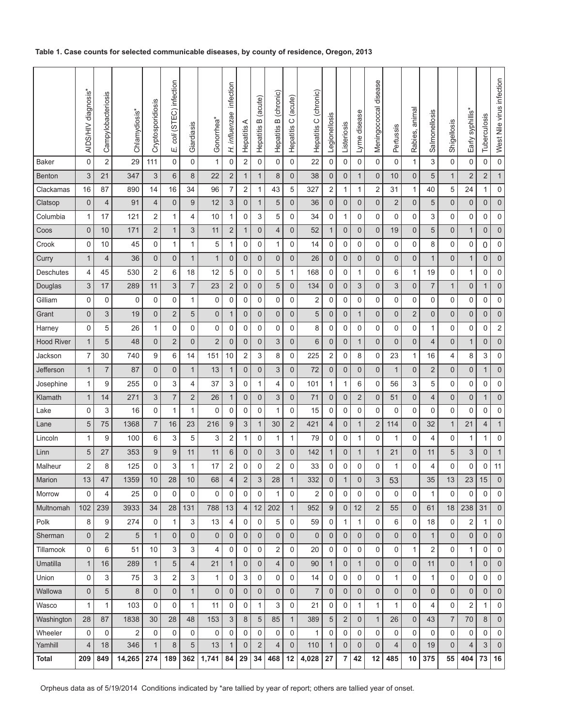**Table 1. Case counts for selected communicable diseases, by county of residence, Oregon, 2013**

| | AIDS/HIV diagnosis* | Campylobacteriosis | Chlamydiosis* | Cryptosporidiosis | *E. coli* (STEC) infection | Giardiasis | Gonorrhea* | *H. influenzae* infection | Hepatitis A | Hepatitis B (acute) | Hepatitis B (chronic) | Hepatitis C (acute) | Hepatitis C (chronic) | Legionellosis | Listeriosis | Lyme disease | Meningococcal disease | Pertussis | Rabies, animal | Salmonellosis | Shigellosis | Early syphilis* | Tuberculosis | West Nile virus infection |
|---|---|---|---|---|---|---|---|---|---|---|---|---|---|---|---|---|---|---|---|---|---|---|---|---|
| Baker | 0 | 2 | 29 | 111 | 0 | 0 | 1 | 0 | 2 | 0 | 0 | 0 | 22 | 0 | 0 | 0 | 0 | 0 | 1 | 3 | 0 | 0 | 0 | 0 |
| Benton | 3 | 21 | 347 | 3 | 6 | 8 | 22 | 2 | 1 | 1 | 8 | 0 | 38 | 0 | 0 | 1 | 0 | 10 | 0 | 5 | 1 | 2 | 2 | 1 |
| Clackamas | 16 | 87 | 890 | 14 | 16 | 34 | 96 | 7 | 2 | 1 | 43 | 5 | 327 | 2 | 1 | 1 | 2 | 31 | 1 | 40 | 5 | 24 | 1 | 0 |
| Clatsop | 0 | 4 | 91 | 4 | 0 | 9 | 12 | 3 | 0 | 1 | 5 | 0 | 36 | 0 | 0 | 0 | 0 | 2 | 0 | 5 | 0 | 0 | 0 | 0 |
| Columbia | 1 | 17 | 121 | 2 | 1 | 4 | 10 | 1 | 0 | 3 | 5 | 0 | 34 | 0 | 1 | 0 | 0 | 0 | 0 | 3 | 0 | 0 | 0 | 0 |
| Coos | 0 | 10 | 171 | 2 | 1 | 3 | 11 | 2 | 1 | 0 | 4 | 0 | 52 | 1 | 0 | 0 | 0 | 19 | 0 | 5 | 0 | 1 | 0 | 0 |
| Crook | 0 | 10 | 45 | 0 | 1 | 1 | 5 | 1 | 0 | 0 | 1 | 0 | 14 | 0 | 0 | 0 | 0 | 0 | 0 | 8 | 0 | 0 | 0 | 0 |
| Curry | 1 | 4 | 36 | 0 | 0 | 1 | 1 | 0 | 0 | 0 | 0 | 0 | 26 | 0 | 0 | 0 | 0 | 0 | 0 | 1 | 0 | 1 | 0 | 0 |
| Deschutes | 4 | 45 | 530 | 2 | 6 | 18 | 12 | 5 | 0 | 0 | 5 | 1 | 168 | 0 | 0 | 1 | 0 | 6 | 1 | 19 | 0 | 1 | 0 | 0 |
| Douglas | 3 | 17 | 289 | 11 | 3 | 7 | 23 | 2 | 0 | 0 | 5 | 0 | 134 | 0 | 0 | 3 | 0 | 3 | 0 | 7 | 1 | 0 | 1 | 0 |
| Gilliam | 0 | 0 | 0 | 0 | 0 | 1 | 0 | 0 | 0 | 0 | 0 | 0 | 2 | 0 | 0 | 0 | 0 | 0 | 0 | 0 | 0 | 0 | 0 | 0 |
| Grant | 0 | 3 | 19 | 0 | 2 | 5 | 0 | 1 | 0 | 0 | 0 | 0 | 5 | 0 | 0 | 1 | 0 | 0 | 2 | 0 | 0 | 0 | 0 | 0 |
| Harney | 0 | 5 | 26 | 1 | 0 | 0 | 0 | 0 | 0 | 0 | 0 | 0 | 8 | 0 | 0 | 0 | 0 | 0 | 0 | 1 | 0 | 0 | 0 | 2 |
| Hood River | 1 | 5 | 48 | 0 | 2 | 0 | 2 | 0 | 0 | 0 | 3 | 0 | 6 | 0 | 0 | 1 | 0 | 0 | 0 | 4 | 0 | 1 | 0 | 0 |
| Jackson | 7 | 30 | 740 | 9 | 6 | 14 | 151 | 10 | 2 | 3 | 8 | 0 | 225 | 2 | 0 | 8 | 0 | 23 | 1 | 16 | 4 | 8 | 3 | 0 |
| Jefferson | 1 | 7 | 87 | 0 | 0 | 1 | 13 | 1 | 0 | 0 | 3 | 0 | 72 | 0 | 0 | 0 | 0 | 1 | 0 | 2 | 0 | 0 | 1 | 0 |
| Josephine | 1 | 9 | 255 | 0 | 3 | 4 | 37 | 3 | 0 | 1 | 4 | 0 | 101 | 1 | 1 | 6 | 0 | 56 | 3 | 5 | 0 | 0 | 0 | 0 |
| Klamath | 1 | 14 | 271 | 3 | 7 | 2 | 26 | 1 | 0 | 0 | 3 | 0 | 71 | 0 | 0 | 2 | 0 | 51 | 0 | 4 | 0 | 0 | 1 | 0 |
| Lake | 0 | 3 | 16 | 0 | 1 | 1 | 0 | 0 | 0 | 0 | 1 | 0 | 15 | 0 | 0 | 0 | 0 | 0 | 0 | 0 | 0 | 0 | 0 | 0 |
| Lane | 5 | 75 | 1368 | 7 | 16 | 23 | 216 | 9 | 3 | 1 | 30 | 2 | 421 | 4 | 0 | 1 | 2 | 114 | 0 | 32 | 1 | 21 | 4 | 1 |
| Lincoln | 1 | 9 | 100 | 6 | 3 | 5 | 3 | 2 | 1 | 0 | 1 | 1 | 79 | 0 | 0 | 1 | 0 | 1 | 0 | 4 | 0 | 1 | 1 | 0 |
| Linn | 5 | 27 | 353 | 9 | 9 | 11 | 11 | 6 | 0 | 0 | 3 | 0 | 142 | 1 | 0 | 1 | 1 | 21 | 0 | 11 | 5 | 3 | 0 | 1 |
| Malheur | 2 | 8 | 125 | 0 | 3 | 1 | 17 | 2 | 0 | 0 | 2 | 0 | 33 | 0 | 0 | 0 | 0 | 1 | 0 | 4 | 0 | 0 | 0 | 11 |
| Marion | 13 | 47 | 1359 | 10 | 28 | 10 | 68 | 4 | 2 | 3 | 28 | 1 | 332 | 0 | 1 | 0 | 3 | 53 | | 35 | 13 | 23 | 15 | 0 |
| Morrow | 0 | 4 | 25 | 0 | 0 | 0 | 0 | 0 | 0 | 0 | 1 | 0 | 2 | 0 | 0 | 0 | 0 | 0 | 0 | 1 | 0 | 0 | 0 | 0 |
| Multnomah | 102 | 239 | 3933 | 34 | 28 | 131 | 788 | 13 | 4 | 12 | 202 | 1 | 952 | 9 | 0 | 12 | 2 | 55 | 0 | 61 | 18 | 238 | 31 | 0 |
| Polk | 8 | 9 | 274 | 0 | 1 | 3 | 13 | 4 | 0 | 0 | 5 | 0 | 59 | 0 | 1 | 1 | 0 | 6 | 0 | 18 | 0 | 2 | 1 | 0 |
| Sherman | 0 | 2 | 5 | 1 | 0 | 0 | 0 | 0 | 0 | 0 | 0 | 0 | 0 | 0 | 0 | 0 | 0 | 0 | 0 | 1 | 0 | 0 | 0 | 0 |
| Tillamook | 0 | 6 | 51 | 10 | 3 | 3 | 4 | 0 | 0 | 0 | 2 | 0 | 20 | 0 | 0 | 0 | 0 | 0 | 1 | 2 | 0 | 1 | 0 | 0 |
| Umatilla | 1 | 16 | 289 | 1 | 5 | 4 | 21 | 1 | 0 | 0 | 4 | 0 | 90 | 1 | 0 | 1 | 0 | 0 | 0 | 11 | 0 | 1 | 0 | 0 |
| Union | 0 | 3 | 75 | 3 | 2 | 3 | 1 | 0 | 3 | 0 | 0 | 0 | 14 | 0 | 0 | 0 | 0 | 1 | 0 | 1 | 0 | 0 | 0 | 0 |
| Wallowa | 0 | 5 | 8 | 0 | 0 | 1 | 0 | 0 | 0 | 0 | 0 | 0 | 7 | 0 | 0 | 0 | 0 | 0 | 0 | 0 | 0 | 0 | 0 | 0 |
| Wasco | 1 | 1 | 103 | 0 | 0 | 1 | 11 | 0 | 0 | 1 | 3 | 0 | 21 | 0 | 0 | 1 | 1 | 1 | 0 | 4 | 0 | 2 | 1 | 0 |
| Washington | 28 | 87 | 1838 | 30 | 28 | 48 | 153 | 3 | 8 | 5 | 85 | 1 | 389 | 5 | 2 | 0 | 1 | 26 | 0 | 43 | 7 | 70 | 8 | 0 |
| Wheeler | 0 | 0 | 2 | 0 | 0 | 0 | 0 | 0 | 0 | 0 | 0 | 0 | 1 | 0 | 0 | 0 | 0 | 0 | 0 | 0 | 0 | 0 | 0 | 0 |
| Yamhill | 4 | 18 | 346 | 1 | 8 | 5 | 13 | 1 | 0 | 2 | 4 | 0 | 110 | 1 | 0 | 0 | 0 | 4 | 0 | 19 | 0 | 4 | 3 | 0 |
| **Total** | **209** | **849** | **14,265** | **274** | **189** | **362** | **1,741** | **84** | **29** | **34** | **468** | **12** | **4,028** | **27** | **7** | **42** | **12** | **485** | **10** | **375** | **55** | **404** | **73** | **16** |

Orpheus data as of 5/19/2014 Conditions indicated by *are tallied by year of report; others are tallied year of onset.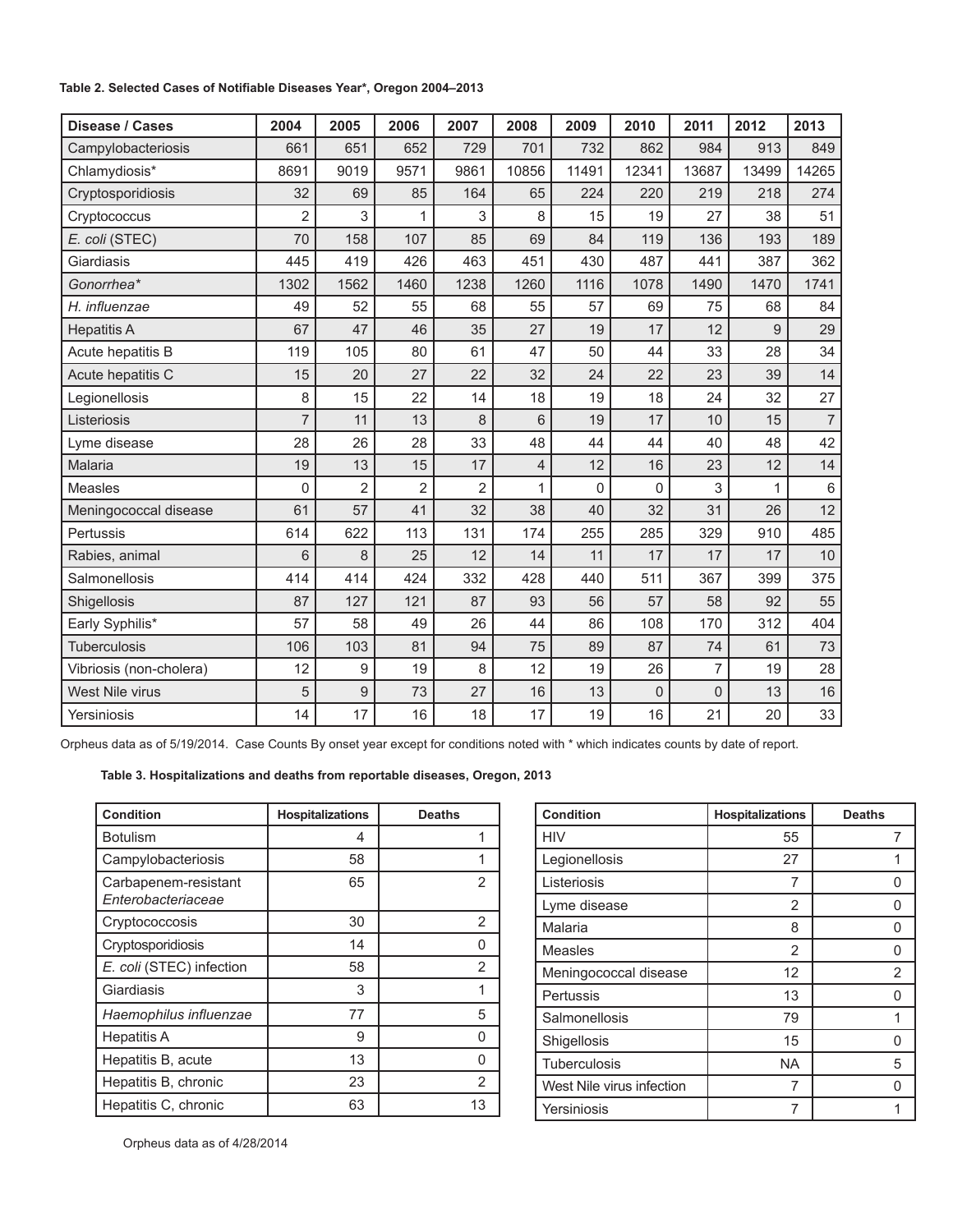**Table 2. Selected Cases of Notifiable Diseases Year*, Oregon 2004–2013**

| Disease / Cases | 2004 | 2005 | 2006 | 2007 | 2008 | 2009 | 2010 | 2011 | 2012 | 2013 |
|---|---|---|---|---|---|---|---|---|---|---|
| Campylobacteriosis | 661 | 651 | 652 | 729 | 701 | 732 | 862 | 984 | 913 | 849 |
| Chlamydiosis* | 8691 | 9019 | 9571 | 9861 | 10856 | 11491 | 12341 | 13687 | 13499 | 14265 |
| Cryptosporidiosis | 32 | 69 | 85 | 164 | 65 | 224 | 220 | 219 | 218 | 274 |
| Cryptococcus | 2 | 3 | 1 | 3 | 8 | 15 | 19 | 27 | 38 | 51 |
| *E. coli* (STEC) | 70 | 158 | 107 | 85 | 69 | 84 | 119 | 136 | 193 | 189 |
| Giardiasis | 445 | 419 | 426 | 463 | 451 | 430 | 487 | 441 | 387 | 362 |
| *Gonorrhea** | 1302 | 1562 | 1460 | 1238 | 1260 | 1116 | 1078 | 1490 | 1470 | 1741 |
| *H. influenzae* | 49 | 52 | 55 | 68 | 55 | 57 | 69 | 75 | 68 | 84 |
| Hepatitis A | 67 | 47 | 46 | 35 | 27 | 19 | 17 | 12 | 9 | 29 |
| Acute hepatitis B | 119 | 105 | 80 | 61 | 47 | 50 | 44 | 33 | 28 | 34 |
| Acute hepatitis C | 15 | 20 | 27 | 22 | 32 | 24 | 22 | 23 | 39 | 14 |
| Legionellosis | 8 | 15 | 22 | 14 | 18 | 19 | 18 | 24 | 32 | 27 |
| Listeriosis | 7 | 11 | 13 | 8 | 6 | 19 | 17 | 10 | 15 | 7 |
| Lyme disease | 28 | 26 | 28 | 33 | 48 | 44 | 44 | 40 | 48 | 42 |
| Malaria | 19 | 13 | 15 | 17 | 4 | 12 | 16 | 23 | 12 | 14 |
| Measles | 0 | 2 | 2 | 2 | 1 | 0 | 0 | 3 | 1 | 6 |
| Meningococcal disease | 61 | 57 | 41 | 32 | 38 | 40 | 32 | 31 | 26 | 12 |
| Pertussis | 614 | 622 | 113 | 131 | 174 | 255 | 285 | 329 | 910 | 485 |
| Rabies, animal | 6 | 8 | 25 | 12 | 14 | 11 | 17 | 17 | 17 | 10 |
| Salmonellosis | 414 | 414 | 424 | 332 | 428 | 440 | 511 | 367 | 399 | 375 |
| Shigellosis | 87 | 127 | 121 | 87 | 93 | 56 | 57 | 58 | 92 | 55 |
| Early Syphilis* | 57 | 58 | 49 | 26 | 44 | 86 | 108 | 170 | 312 | 404 |
| Tuberculosis | 106 | 103 | 81 | 94 | 75 | 89 | 87 | 74 | 61 | 73 |
| Vibriosis (non-cholera) | 12 | 9 | 19 | 8 | 12 | 19 | 26 | 7 | 19 | 28 |
| West Nile virus | 5 | 9 | 73 | 27 | 16 | 13 | 0 | 0 | 13 | 16 |
| Yersiniosis | 14 | 17 | 16 | 18 | 17 | 19 | 16 | 21 | 20 | 33 |

Orpheus data as of 5/19/2014. Case Counts By onset year except for conditions noted with * which indicates counts by date of report.

**Table 3. Hospitalizations and deaths from reportable diseases, Oregon, 2013**

| Condition | Hospitalizations | Deaths |
|---|---|---|
| Botulism | 4 | 1 |
| Campylobacteriosis | 58 | 1 |
| Carbapenem-resistant *Enterobacteriaceae* | 65 | 2 |
| Cryptococcosis | 30 | 2 |
| Cryptosporidiosis | 14 | 0 |
| *E. coli* (STEC) infection | 58 | 2 |
| Giardiasis | 3 | 1 |
| *Haemophilus influenzae* | 77 | 5 |
| Hepatitis A | 9 | 0 |
| Hepatitis B, acute | 13 | 0 |
| Hepatitis B, chronic | 23 | 2 |
| Hepatitis C, chronic | 63 | 13 |
| HIV | 55 | 7 |
| Legionellosis | 27 | 1 |
| Listeriosis | 7 | 0 |
| Lyme disease | 2 | 0 |
| Malaria | 8 | 0 |
| Measles | 2 | 0 |
| Meningococcal disease | 12 | 2 |
| Pertussis | 13 | 0 |
| Salmonellosis | 79 | 1 |
| Shigellosis | 15 | 0 |
| Tuberculosis | NA | 5 |
| West Nile virus infection | 7 | 0 |
| Yersiniosis | 7 | 1 |

Orpheus data as of 4/28/2014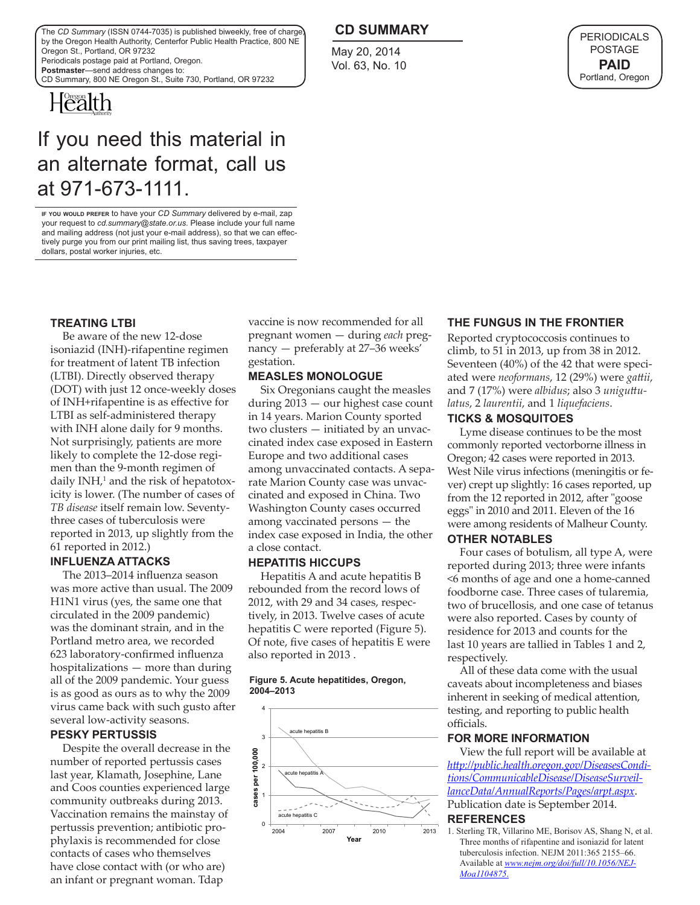The *CD Summary* (ISSN 0744-7035) is published biweekly, free of charge, by the Oregon Health Authority, Centerfor Public Health Practice, 800 NE Oregon St., Portland, OR 97232
Periodicals postage paid at Portland, Oregon.
**Postmaster**—send address changes to:
CD Summary, 800 NE Oregon St., Suite 730, Portland, OR 97232

Oregon Health Authority

# If you need this material in an alternate format, call us at 971-673-1111.

IF YOU WOULD PREFER to have your *CD Summary* delivered by e-mail, zap your request to *cd.summary@state.or.us*. Please include your full name and mailing address (not just your e-mail address), so that we can effectively purge you from our print mailing list, thus saving trees, taxpayer dollars, postal worker injuries, etc.

**CD SUMMARY**

May 20, 2014
Vol. 63, No. 10

PERIODICALS POSTAGE **PAID** Portland, Oregon

### TREATING LTBI

Be aware of the new 12-dose isoniazid (INH)-rifapentine regimen for treatment of latent TB infection (LTBI). Directly observed therapy (DOT) with just 12 once-weekly doses of INH+rifapentine is as effective for LTBI as self-administered therapy with INH alone daily for 9 months. Not surprisingly, patients are more likely to complete the 12-dose regimen than the 9-month regimen of daily INH,[1] and the risk of hepatotoxicity is lower. (The number of cases of *TB disease* itself remain low. Seventy-three cases of tuberculosis were reported in 2013, up slightly from the 61 reported in 2012.)

### INFLUENZA ATTACKS

The 2013–2014 influenza season was more active than usual. The 2009 H1N1 virus (yes, the same one that circulated in the 2009 pandemic) was the dominant strain, and in the Portland metro area, we recorded 623 laboratory-confirmed influenza hospitalizations — more than during all of the 2009 pandemic. Your guess is as good as ours as to why the 2009 virus came back with such gusto after several low-activity seasons.

### PESKY PERTUSSIS

Despite the overall decrease in the number of reported pertussis cases last year, Klamath, Josephine, Lane and Coos counties experienced large community outbreaks during 2013. Vaccination remains the mainstay of pertussis prevention; antibiotic prophylaxis is recommended for close contacts of cases who themselves have close contact with (or who are) an infant or pregnant woman. Tdap vaccine is now recommended for all pregnant women — during *each* pregnancy — preferably at 27–36 weeks' gestation.

### MEASLES MONOLOGUE

Six Oregonians caught the measles during 2013 — our highest case count in 14 years. Marion County sported two clusters — initiated by an unvaccinated index case exposed in Eastern Europe and two additional cases among unvaccinated contacts. A separate Marion County case was unvaccinated and exposed in China. Two Washington County cases occurred among vaccinated persons — the index case exposed in India, the other a close contact.

### HEPATITIS HICCUPS

Hepatitis A and acute hepatitis B rebounded from the record lows of 2012, with 29 and 34 cases, respectively, in 2013. Twelve cases of acute hepatitis C were reported (Figure 5). Of note, five cases of hepatitis E were also reported in 2013 .

**Figure 5. Acute hepatitides, Oregon, 2004–2013**

cases per 100,000
0
1
2
3
4
acute hepatitis B
acute hepatitis A
acute hepatitis C
2004
2007
2010
2013
Year

### THE FUNGUS IN THE FRONTIER

Reported cryptococcosis continues to climb, to 51 in 2013, up from 38 in 2012. Seventeen (40%) of the 42 that were speciated were *neoformans*, 12 (29%) were *gattii*, and 7 (17%) were *albidus*; also 3 *uniguttulatus*, 2 *laurentii*, and 1 *liquefaciens*.

### TICKS & MOSQUITOES

Lyme disease continues to be the most commonly reported vectorborne illness in Oregon; 42 cases were reported in 2013. West Nile virus infections (meningitis or fever) crept up slightly: 16 cases reported, up from the 12 reported in 2012, after "goose eggs" in 2010 and 2011. Eleven of the 16 were among residents of Malheur County.

### OTHER NOTABLES

Four cases of botulism, all type A, were reported during 2013; three were infants <6 months of age and one a home-canned foodborne case. Three cases of tularemia, two of brucellosis, and one case of tetanus were also reported. Cases by county of residence for 2013 and counts for the last 10 years are tallied in Tables 1 and 2, respectively.

All of these data come with the usual caveats about incompleteness and biases inherent in seeking of medical attention, testing, and reporting to public health officials.

### FOR MORE INFORMATION

View the full report will be available at *http://public.health.oregon.gov/DiseasesConditions/CommunicableDisease/DiseaseSurveillanceData/AnnualReports/Pages/arpt.aspx*. Publication date is September 2014.

### REFERENCES

1. Sterling TR, Villarino ME, Borisov AS, Shang N, et al. Three months of rifapentine and isoniazid for latent tuberculosis infection. NEJM 2011:365 2155–66. Available at *www.nejm.org/doi/full/10.1056/NEJMoa1104875*.